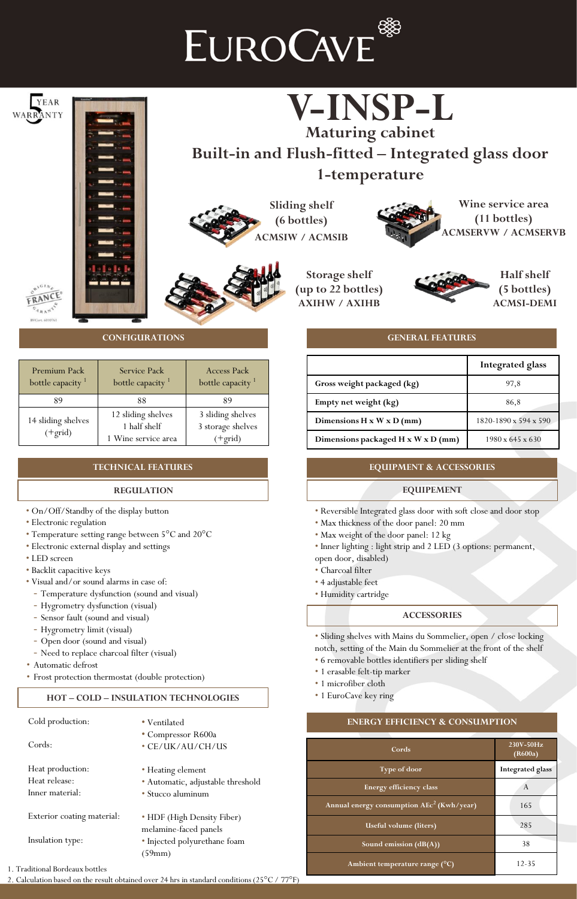# EuroCave

5 YEAR WARRANTY

# V-INSP-L

## Maturing cabinet

## Built-in and Flush-fitted – Integrated glass door

## 1-temperature

**Sliding shelf (6 bottles)** ACMSIW / ACMSIB

**Wine service area (11 bottles)** ACMSERVW / ACMSERVB

**Storage shelf (up to 22 bottles)** AXIHW / AXIHB

**Half shelf (5 bottles)** ACMSI-DEMI

ORIGINE FRANCE GARANTIE

### CONFIGURATIONS

| Premium Pack bottle capacity [1] | Service Pack bottle capacity [1] | Access Pack bottle capacity [1] |
|---|---|---|
| 89 | 88 | 89 |
| 14 sliding shelves (+grid) | 12 sliding shelves<br>1 half shelf<br>1 Wine service area | 3 sliding shelves<br>3 storage shelves<br>(+grid) |

### GENERAL FEATURES

| | Integrated glass |
|---|---|
| **Gross weight packaged (kg)** | 97,8 |
| **Empty net weight (kg)** | 86,8 |
| **Dimensions H x W x D (mm)** | 1820-1890 x 594 x 590 |
| **Dimensions packaged H x W x D (mm)** | 1980 x 645 x 630 |

### TECHNICAL FEATURES

#### REGULATION

- On/Off/Standby of the display button
- Electronic regulation
- Temperature setting range between 5°C and 20°C
- Electronic external display and settings
- LED screen
- Backlit capacitive keys
- Visual and/or sound alarms in case of:
  - Temperature dysfunction (sound and visual)
  - Hygrometry dysfunction (visual)
  - Sensor fault (sound and visual)
  - Hygrometry limit (visual)
  - Open door (sound and visual)
  - Need to replace charcoal filter (visual)
- Automatic defrost
- Frost protection thermostat (double protection)

#### HOT – COLD – INSULATION TECHNOLOGIES

| | |
|---|---|
| Cold production: | • Ventilated<br>• Compressor R600a |
| Cords: | • CE/UK/AU/CH/US |
| Heat production: | • Heating element |
| Heat release: | • Automatic, adjustable threshold |
| Inner material: | • Stucco aluminum |
| Exterior coating material: | • HDF (High Density Fiber) melamine-faced panels |
| Insulation type: | • Injected polyurethane foam (59mm) |

### EQUIPMENT & ACCESSORIES

#### EQUIPEMENT

- Reversible Integrated glass door with soft close and door stop
- Max thickness of the door panel: 20 mm
- Max weight of the door panel: 12 kg
- Inner lighting : light strip and 2 LED (3 options: permanent, open door, disabled)
- Charcoal filter
- 4 adjustable feet
- Humidity cartridge

#### ACCESSORIES

- Sliding shelves with Mains du Sommelier, open / close locking notch, setting of the Main du Sommelier at the front of the shelf
- 6 removable bottles identifiers per sliding shelf
- 1 erasable felt-tip marker
- 1 microfiber cloth
- 1 EuroCave key ring

### ENERGY EFFICIENCY & CONSUMPTION

| Cords | 230V-50Hz (R600a) |
|---|---|
| Type of door | Integrated glass |
| Energy efficiency class | A |
| Annual energy consumption AEc[2] (Kwh/year) | 165 |
| Useful volume (liters) | 285 |
| Sound emission (dB(A)) | 38 |
| Ambient temperature range (°C) | 12-35 |

1. Traditional Bordeaux bottles
2. Calculation based on the result obtained over 24 hrs in standard conditions (25°C / 77°F)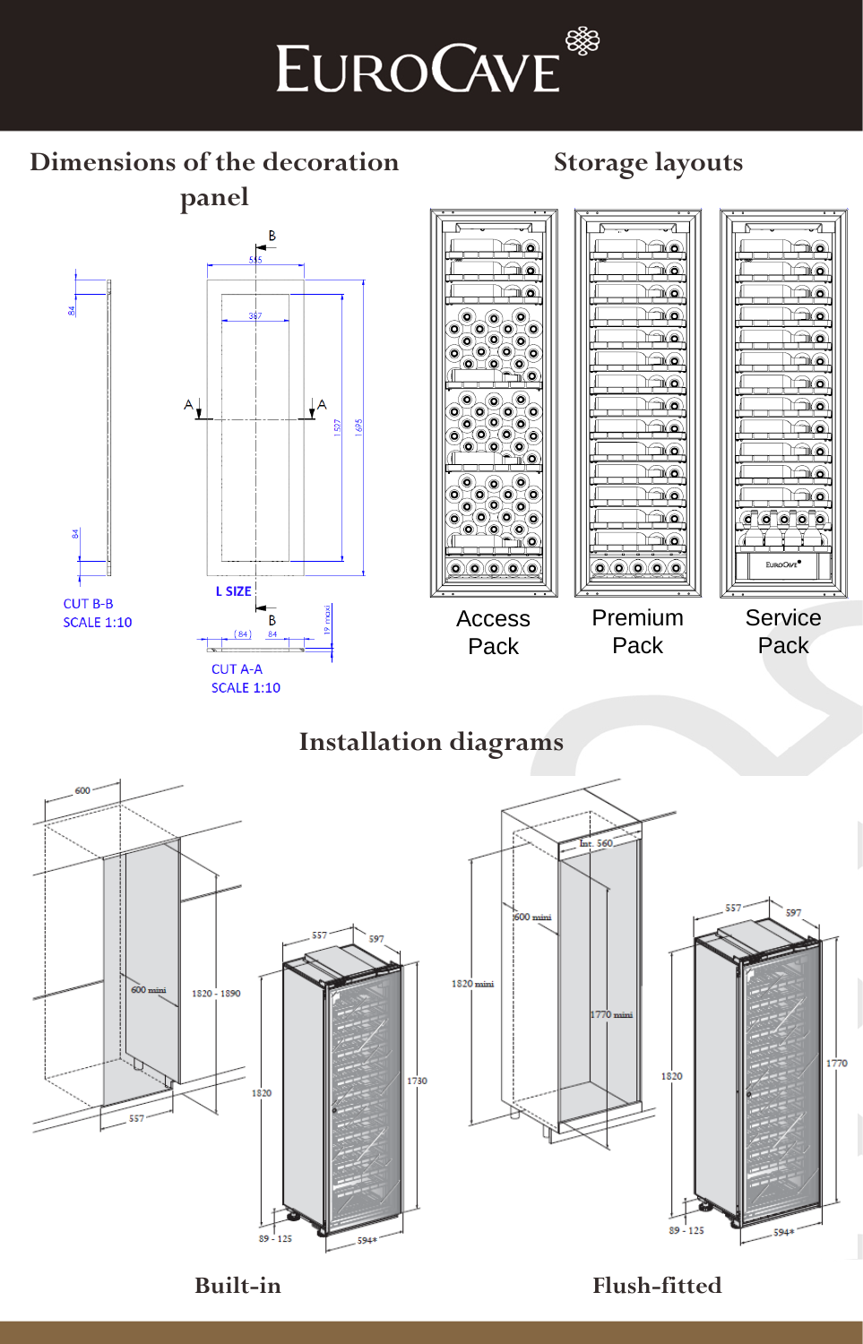# EuroCave

## Dimensions of the decoration panel

84

84

CUT B-B
SCALE 1:10

B

555

387

A

A

1 527

1 695

L SIZE

B

(84)

84

19 maxi

CUT A-A
SCALE 1:10

## Storage layouts

Access Pack

Premium Pack

Service Pack

## Installation diagrams

600

600 mini

1820 - 1890

557

557

597

1820

1730

89 - 125

594*

Built-in

Int. 560

600 mini

1820 mini

1770 mini

557

597

1820

1770

89 - 125

594*

Flush-fitted